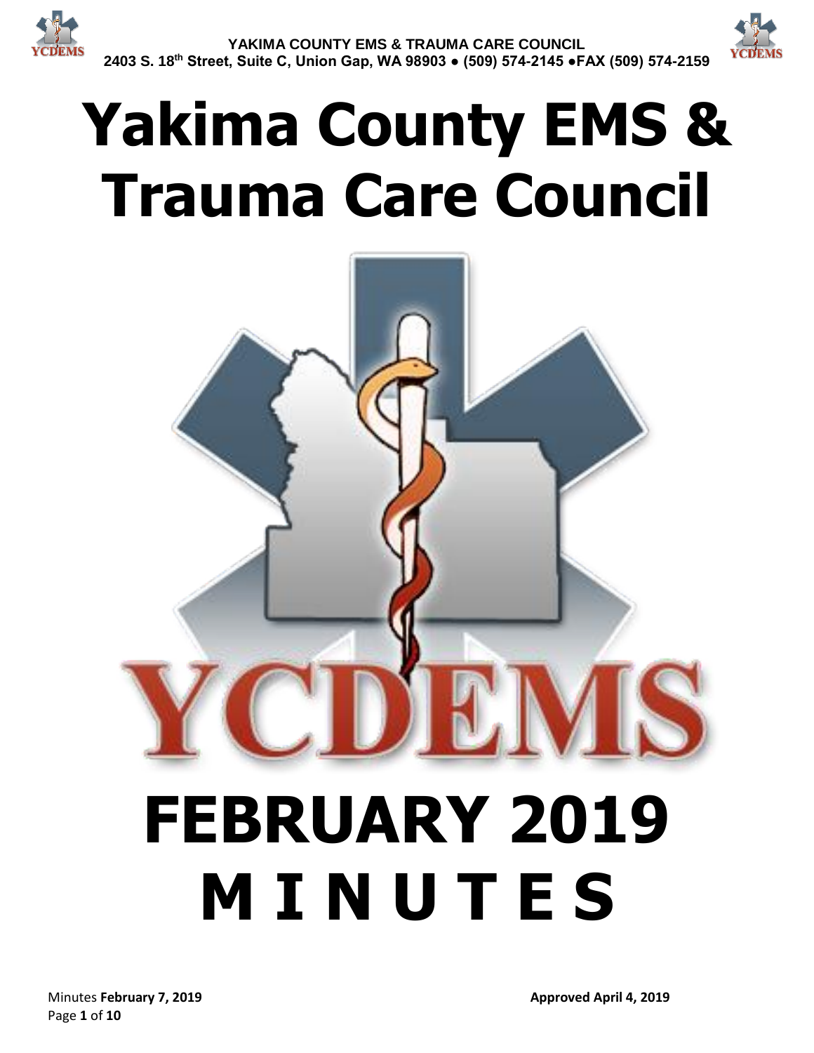YAKIMA COUNTY EMS & TRAUMA CARE COUNCIL
2403 S. 18th Street, Suite C, Union Gap, WA 98903 ● (509) 574-2145 ●FAX (509) 574-2159

# Yakima County EMS & Trauma Care Council

YCDEMS

# FEBRUARY 2019 MINUTES

Minutes **February 7, 2019**

**Approved April 4, 2019**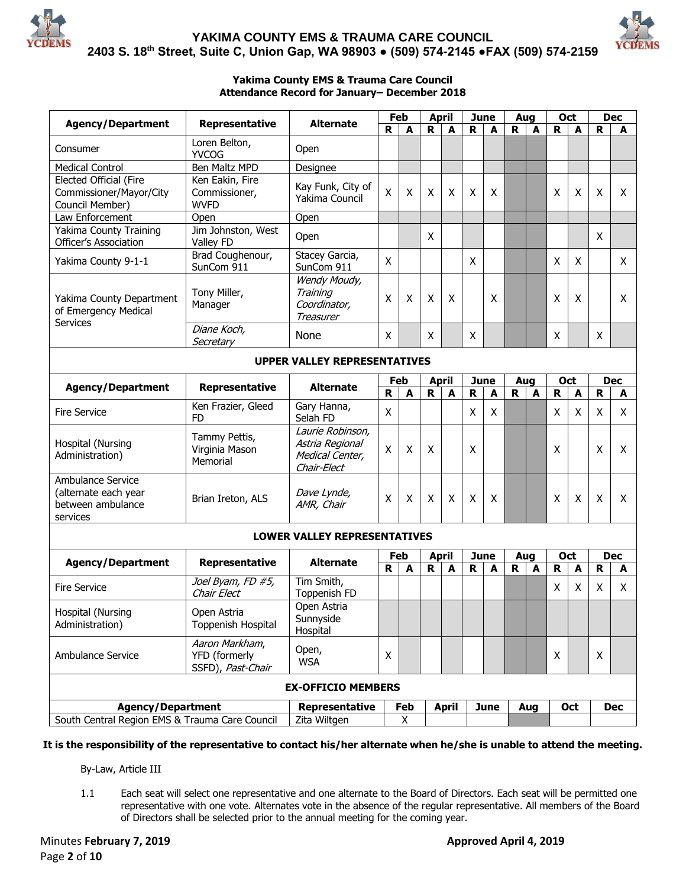**Yakima County EMS & Trauma Care Council**
**Attendance Record for January– December 2018**

| Agency/Department | Representative | Alternate | Feb | | April | | June | | Aug | | Oct | | Dec | |
|---|---|---|---|---|---|---|---|---|---|---|---|---|---|---|
| | | | R | A | R | A | R | A | R | A | R | A | R | A |
| Consumer | Loren Belton, YVCOG | Open | | | | | | | | | | | | |
| Medical Control | Ben Maltz MPD | Designee | | | | | | | | | | | | |
| Elected Official (Fire Commissioner/Mayor/City Council Member) | Ken Eakin, Fire Commissioner, WVFD | Kay Funk, City of Yakima Council | X | X | X | X | X | X | | | X | X | X | X |
| Law Enforcement | Open | Open | | | | | | | | | | | | |
| Yakima County Training Officer's Association | Jim Johnston, West Valley FD | Open | | | X | | | | | | | | X | |
| Yakima County 9-1-1 | Brad Coughenour, SunCom 911 | Stacey Garcia, SunCom 911 | X | | | | X | | | | X | X | | X |
| Yakima County Department of Emergency Medical Services | Tony Miller, Manager | *Wendy Moudy, Training Coordinator, Treasurer* | X | X | X | X | | X | | | X | X | | X |
| | *Diane Koch, Secretary* | None | X | | X | | X | | | | X | | X | |
| **UPPER VALLEY REPRESENTATIVES** | | | | | | | | | | | | | | |
| Fire Service | Ken Frazier, Gleed FD | Gary Hanna, Selah FD | X | | | | X | X | | | X | X | X | X |
| Hospital (Nursing Administration) | Tammy Pettis, Virginia Mason Memorial | *Laurie Robinson, Astria Regional Medical Center, Chair-Elect* | X | X | X | | X | | | | X | | X | X |
| Ambulance Service (alternate each year between ambulance services | Brian Ireton, ALS | *Dave Lynde, AMR, Chair* | X | X | X | X | X | X | | | X | X | X | X |
| **LOWER VALLEY REPRESENTATIVES** | | | | | | | | | | | | | | |
| Fire Service | *Joel Byam, FD #5, Chair Elect* | Tim Smith, Toppenish FD | | | | | | | | | X | X | X | X |
| Hospital (Nursing Administration) | Open Astria Toppenish Hospital | Open Astria Sunnyside Hospital | | | | | | | | | | | | |
| Ambulance Service | *Aaron Markham,* YFD (formerly SSFD), *Past-Chair* | Open, WSA | X | | | | | | | | X | | X | |

**EX-OFFICIO MEMBERS**

| Agency/Department | Representative | Feb | April | June | Aug | Oct | Dec |
|---|---|---|---|---|---|---|---|
| South Central Region EMS & Trauma Care Council | Zita Wiltgen | X | | | | | |

**It is the responsibility of the representative to contact his/her alternate when he/she is unable to attend the meeting.**

By-Law, Article III

1.1 Each seat will select one representative and one alternate to the Board of Directors. Each seat will be permitted one representative with one vote. Alternates vote in the absence of the regular representative. All members of the Board of Directors shall be selected prior to the annual meeting for the coming year.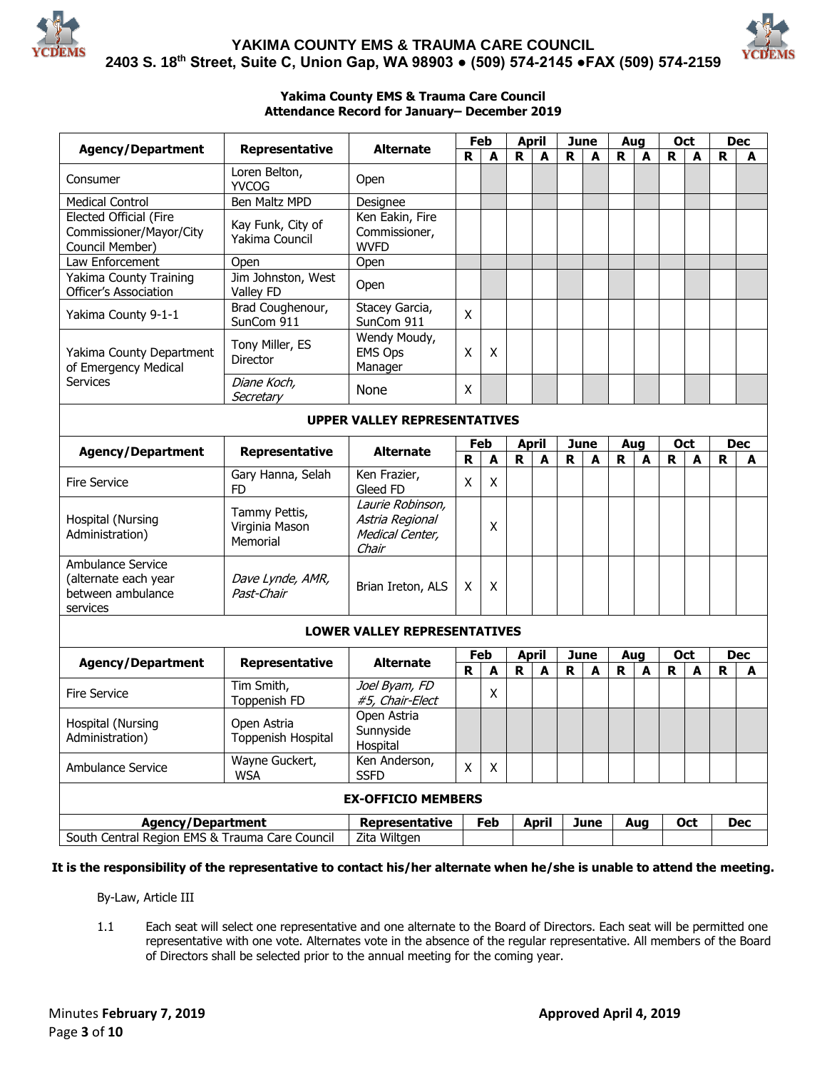# YAKIMA COUNTY EMS & TRAUMA CARE COUNCIL

**2403 S. 18th Street, Suite C, Union Gap, WA 98903 ● (509) 574-2145 ●FAX (509) 574-2159**

**Yakima County EMS & Trauma Care Council**
**Attendance Record for January– December 2019**

| Agency/Department | Representative | Alternate | Feb | | April | | June | | Aug | | Oct | | Dec | |
|---|---|---|---|---|---|---|---|---|---|---|---|---|---|---|
| | | | R | A | R | A | R | A | R | A | R | A | R | A |
| Consumer | Loren Belton, YVCOG | Open | | | | | | | | | | | | |
| Medical Control | Ben Maltz MPD | Designee | | | | | | | | | | | | |
| Elected Official (Fire Commissioner/Mayor/City Council Member) | Kay Funk, City of Yakima Council | Ken Eakin, Fire Commissioner, WVFD | | | | | | | | | | | | |
| Law Enforcement | Open | Open | | | | | | | | | | | | |
| Yakima County Training Officer's Association | Jim Johnston, West Valley FD | Open | | | | | | | | | | | | |
| Yakima County 9-1-1 | Brad Coughenour, SunCom 911 | Stacey Garcia, SunCom 911 | X | | | | | | | | | | | |
| Yakima County Department of Emergency Medical Services | Tony Miller, ES Director | Wendy Moudy, EMS Ops Manager | X | X | | | | | | | | | | |
| | *Diane Koch, Secretary* | None | X | | | | | | | | | | | |
| **UPPER VALLEY REPRESENTATIVES** | | | | | | | | | | | | | | |
| **Agency/Department** | **Representative** | **Alternate** | **Feb R** | **Feb A** | **April R** | **April A** | **June R** | **June A** | **Aug R** | **Aug A** | **Oct R** | **Oct A** | **Dec R** | **Dec A** |
| Fire Service | Gary Hanna, Selah FD | Ken Frazier, Gleed FD | X | X | | | | | | | | | | |
| Hospital (Nursing Administration) | Tammy Pettis, Virginia Mason Memorial | *Laurie Robinson, Astria Regional Medical Center, Chair* | | X | | | | | | | | | | |
| Ambulance Service (alternate each year between ambulance services | *Dave Lynde, AMR, Past-Chair* | Brian Ireton, ALS | X | X | | | | | | | | | | |
| **LOWER VALLEY REPRESENTATIVES** | | | | | | | | | | | | | | |
| **Agency/Department** | **Representative** | **Alternate** | **Feb R** | **Feb A** | **April R** | **April A** | **June R** | **June A** | **Aug R** | **Aug A** | **Oct R** | **Oct A** | **Dec R** | **Dec A** |
| Fire Service | Tim Smith, Toppenish FD | *Joel Byam, FD #5, Chair-Elect* | | X | | | | | | | | | | |
| Hospital (Nursing Administration) | Open Astria Toppenish Hospital | Open Astria Sunnyside Hospital | | | | | | | | | | | | |
| Ambulance Service | Wayne Guckert, WSA | Ken Anderson, SSFD | X | X | | | | | | | | | | |

**EX-OFFICIO MEMBERS**

| Agency/Department | Representative | Feb | April | June | Aug | Oct | Dec |
|---|---|---|---|---|---|---|---|
| South Central Region EMS & Trauma Care Council | Zita Wiltgen | | | | | | |

**It is the responsibility of the representative to contact his/her alternate when he/she is unable to attend the meeting.**

By-Law, Article III

1.1 Each seat will select one representative and one alternate to the Board of Directors. Each seat will be permitted one representative with one vote. Alternates vote in the absence of the regular representative. All members of the Board of Directors shall be selected prior to the annual meeting for the coming year.

Minutes **February 7, 2019** **Approved April 4, 2019**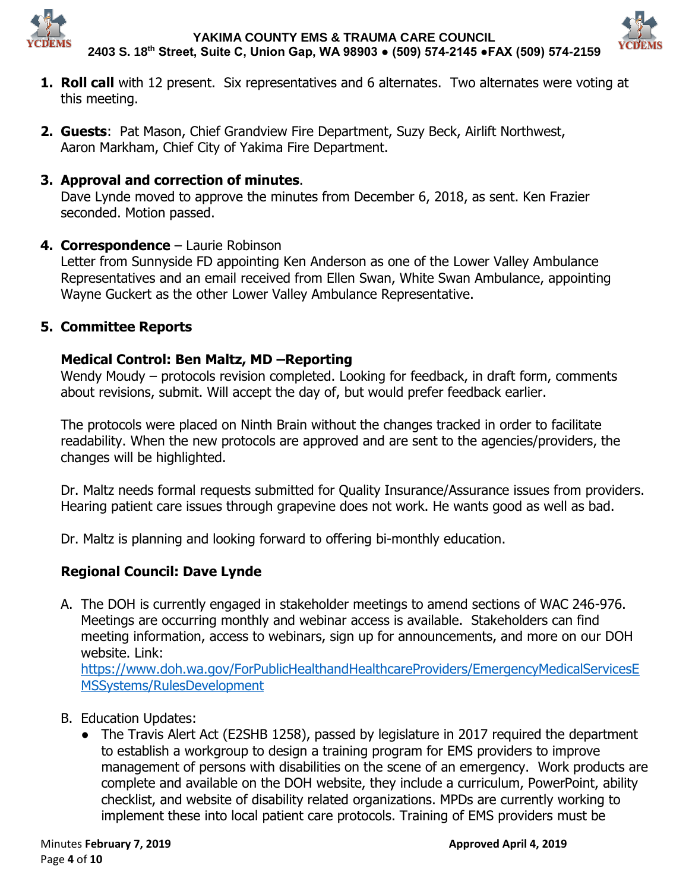1. **Roll call** with 12 present. Six representatives and 6 alternates. Two alternates were voting at this meeting.

2. **Guests**: Pat Mason, Chief Grandview Fire Department, Suzy Beck, Airlift Northwest, Aaron Markham, Chief City of Yakima Fire Department.

3. **Approval and correction of minutes**.
Dave Lynde moved to approve the minutes from December 6, 2018, as sent. Ken Frazier seconded. Motion passed.

4. **Correspondence** – Laurie Robinson
Letter from Sunnyside FD appointing Ken Anderson as one of the Lower Valley Ambulance Representatives and an email received from Ellen Swan, White Swan Ambulance, appointing Wayne Guckert as the other Lower Valley Ambulance Representative.

5. **Committee Reports**

### Medical Control: Ben Maltz, MD –Reporting

Wendy Moody – protocols revision completed. Looking for feedback, in draft form, comments about revisions, submit. Will accept the day of, but would prefer feedback earlier.

The protocols were placed on Ninth Brain without the changes tracked in order to facilitate readability. When the new protocols are approved and are sent to the agencies/providers, the changes will be highlighted.

Dr. Maltz needs formal requests submitted for Quality Insurance/Assurance issues from providers. Hearing patient care issues through grapevine does not work. He wants good as well as bad.

Dr. Maltz is planning and looking forward to offering bi-monthly education.

### Regional Council: Dave Lynde

A. The DOH is currently engaged in stakeholder meetings to amend sections of WAC 246-976. Meetings are occurring monthly and webinar access is available. Stakeholders can find meeting information, access to webinars, sign up for announcements, and more on our DOH website. Link: https://www.doh.wa.gov/ForPublicHealthandHealthcareProviders/EmergencyMedicalServicesEMSSystems/RulesDevelopment

B. Education Updates:
   - The Travis Alert Act (E2SHB 1258), passed by legislature in 2017 required the department to establish a workgroup to design a training program for EMS providers to improve management of persons with disabilities on the scene of an emergency. Work products are complete and available on the DOH website, they include a curriculum, PowerPoint, ability checklist, and website of disability related organizations. MPDs are currently working to implement these into local patient care protocols. Training of EMS providers must be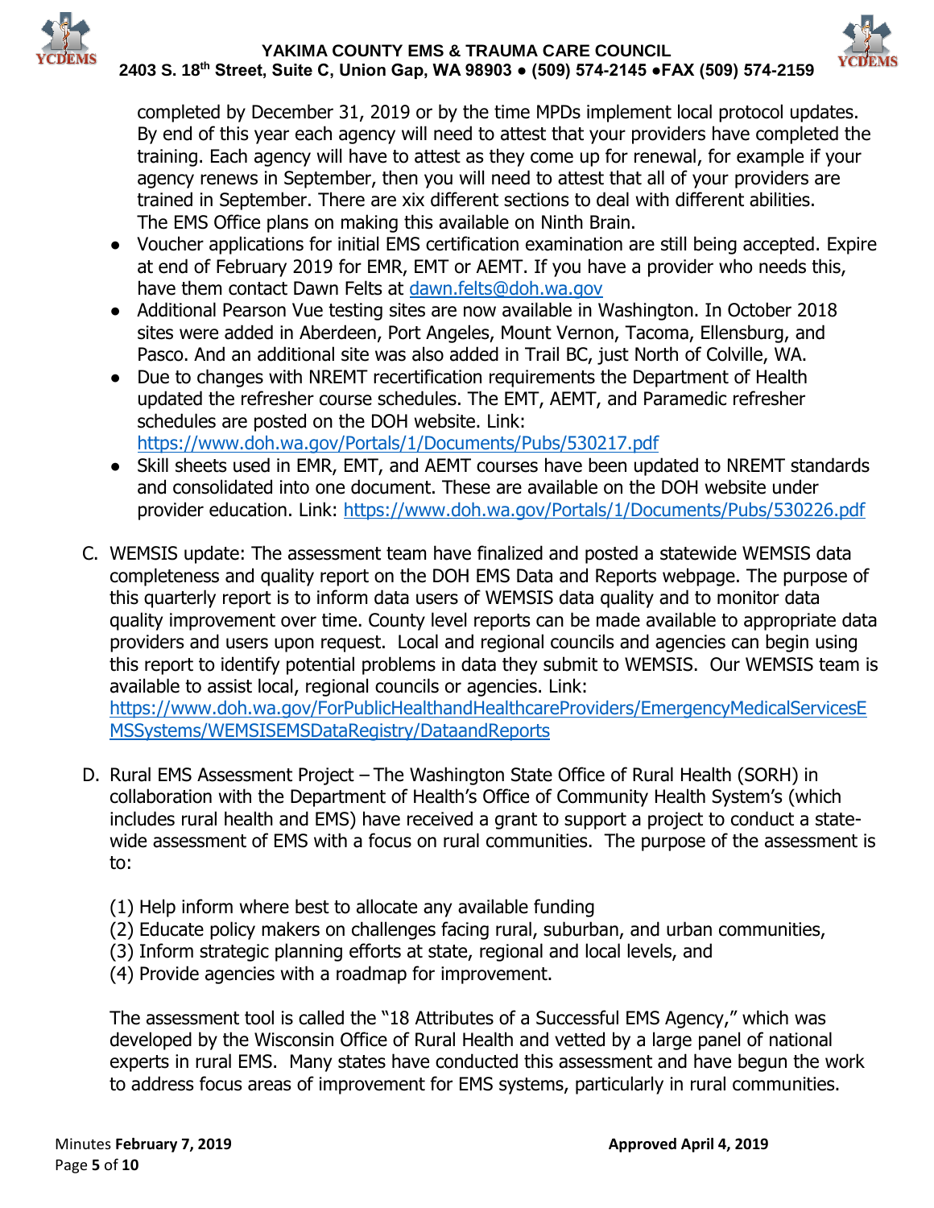completed by December 31, 2019 or by the time MPDs implement local protocol updates. By end of this year each agency will need to attest that your providers have completed the training. Each agency will have to attest as they come up for renewal, for example if your agency renews in September, then you will need to attest that all of your providers are trained in September. There are xix different sections to deal with different abilities. The EMS Office plans on making this available on Ninth Brain.

- Voucher applications for initial EMS certification examination are still being accepted. Expire at end of February 2019 for EMR, EMT or AEMT. If you have a provider who needs this, have them contact Dawn Felts at dawn.felts@doh.wa.gov
- Additional Pearson Vue testing sites are now available in Washington. In October 2018 sites were added in Aberdeen, Port Angeles, Mount Vernon, Tacoma, Ellensburg, and Pasco. And an additional site was also added in Trail BC, just North of Colville, WA.
- Due to changes with NREMT recertification requirements the Department of Health updated the refresher course schedules. The EMT, AEMT, and Paramedic refresher schedules are posted on the DOH website. Link: https://www.doh.wa.gov/Portals/1/Documents/Pubs/530217.pdf
- Skill sheets used in EMR, EMT, and AEMT courses have been updated to NREMT standards and consolidated into one document. These are available on the DOH website under provider education. Link: https://www.doh.wa.gov/Portals/1/Documents/Pubs/530226.pdf

C. WEMSIS update: The assessment team have finalized and posted a statewide WEMSIS data completeness and quality report on the DOH EMS Data and Reports webpage. The purpose of this quarterly report is to inform data users of WEMSIS data quality and to monitor data quality improvement over time. County level reports can be made available to appropriate data providers and users upon request. Local and regional councils and agencies can begin using this report to identify potential problems in data they submit to WEMSIS. Our WEMSIS team is available to assist local, regional councils or agencies. Link: https://www.doh.wa.gov/ForPublicHealthandHealthcareProviders/EmergencyMedicalServicesEMSSystems/WEMSISEMSDataRegistry/DataandReports

D. Rural EMS Assessment Project – The Washington State Office of Rural Health (SORH) in collaboration with the Department of Health's Office of Community Health System's (which includes rural health and EMS) have received a grant to support a project to conduct a state-wide assessment of EMS with a focus on rural communities. The purpose of the assessment is to:

(1) Help inform where best to allocate any available funding
(2) Educate policy makers on challenges facing rural, suburban, and urban communities,
(3) Inform strategic planning efforts at state, regional and local levels, and
(4) Provide agencies with a roadmap for improvement.

The assessment tool is called the "18 Attributes of a Successful EMS Agency," which was developed by the Wisconsin Office of Rural Health and vetted by a large panel of national experts in rural EMS. Many states have conducted this assessment and have begun the work to address focus areas of improvement for EMS systems, particularly in rural communities.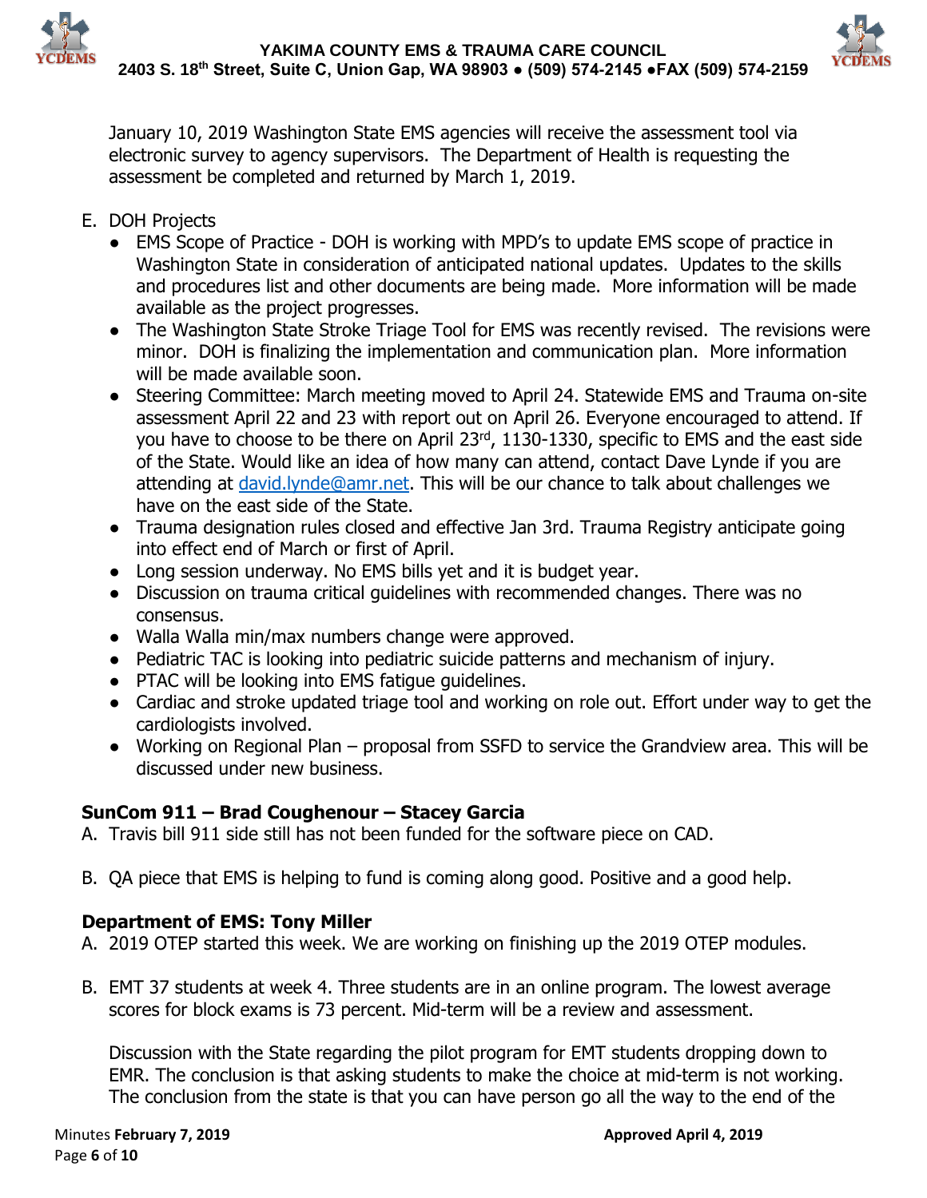January 10, 2019 Washington State EMS agencies will receive the assessment tool via electronic survey to agency supervisors. The Department of Health is requesting the assessment be completed and returned by March 1, 2019.

E. DOH Projects
   - EMS Scope of Practice - DOH is working with MPD's to update EMS scope of practice in Washington State in consideration of anticipated national updates. Updates to the skills and procedures list and other documents are being made. More information will be made available as the project progresses.
   - The Washington State Stroke Triage Tool for EMS was recently revised. The revisions were minor. DOH is finalizing the implementation and communication plan. More information will be made available soon.
   - Steering Committee: March meeting moved to April 24. Statewide EMS and Trauma on-site assessment April 22 and 23 with report out on April 26. Everyone encouraged to attend. If you have to choose to be there on April 23rd, 1130-1330, specific to EMS and the east side of the State. Would like an idea of how many can attend, contact Dave Lynde if you are attending at david.lynde@amr.net. This will be our chance to talk about challenges we have on the east side of the State.
   - Trauma designation rules closed and effective Jan 3rd. Trauma Registry anticipate going into effect end of March or first of April.
   - Long session underway. No EMS bills yet and it is budget year.
   - Discussion on trauma critical guidelines with recommended changes. There was no consensus.
   - Walla Walla min/max numbers change were approved.
   - Pediatric TAC is looking into pediatric suicide patterns and mechanism of injury.
   - PTAC will be looking into EMS fatigue guidelines.
   - Cardiac and stroke updated triage tool and working on role out. Effort under way to get the cardiologists involved.
   - Working on Regional Plan – proposal from SSFD to service the Grandview area. This will be discussed under new business.

**SunCom 911 – Brad Coughenour – Stacey Garcia**

A. Travis bill 911 side still has not been funded for the software piece on CAD.

B. QA piece that EMS is helping to fund is coming along good. Positive and a good help.

**Department of EMS: Tony Miller**

A. 2019 OTEP started this week. We are working on finishing up the 2019 OTEP modules.

B. EMT 37 students at week 4. Three students are in an online program. The lowest average scores for block exams is 73 percent. Mid-term will be a review and assessment.

   Discussion with the State regarding the pilot program for EMT students dropping down to EMR. The conclusion is that asking students to make the choice at mid-term is not working. The conclusion from the state is that you can have person go all the way to the end of the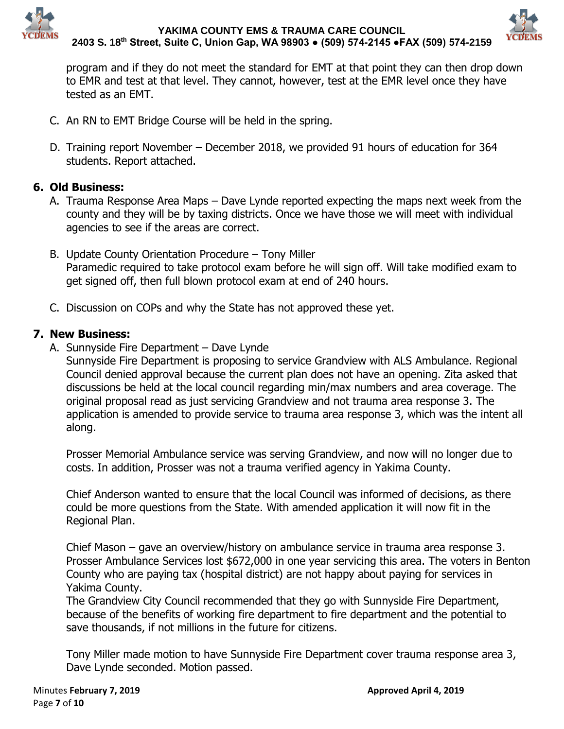program and if they do not meet the standard for EMT at that point they can then drop down to EMR and test at that level. They cannot, however, test at the EMR level once they have tested as an EMT.

C. An RN to EMT Bridge Course will be held in the spring.

D. Training report November – December 2018, we provided 91 hours of education for 364 students. Report attached.

## 6. Old Business:

A. Trauma Response Area Maps – Dave Lynde reported expecting the maps next week from the county and they will be by taxing districts. Once we have those we will meet with individual agencies to see if the areas are correct.

B. Update County Orientation Procedure – Tony Miller
Paramedic required to take protocol exam before he will sign off. Will take modified exam to get signed off, then full blown protocol exam at end of 240 hours.

C. Discussion on COPs and why the State has not approved these yet.

## 7. New Business:

A. Sunnyside Fire Department – Dave Lynde
Sunnyside Fire Department is proposing to service Grandview with ALS Ambulance. Regional Council denied approval because the current plan does not have an opening. Zita asked that discussions be held at the local council regarding min/max numbers and area coverage. The original proposal read as just servicing Grandview and not trauma area response 3. The application is amended to provide service to trauma area response 3, which was the intent all along.

Prosser Memorial Ambulance service was serving Grandview, and now will no longer due to costs. In addition, Prosser was not a trauma verified agency in Yakima County.

Chief Anderson wanted to ensure that the local Council was informed of decisions, as there could be more questions from the State. With amended application it will now fit in the Regional Plan.

Chief Mason – gave an overview/history on ambulance service in trauma area response 3. Prosser Ambulance Services lost $672,000 in one year servicing this area. The voters in Benton County who are paying tax (hospital district) are not happy about paying for services in Yakima County.
The Grandview City Council recommended that they go with Sunnyside Fire Department, because of the benefits of working fire department to fire department and the potential to save thousands, if not millions in the future for citizens.

Tony Miller made motion to have Sunnyside Fire Department cover trauma response area 3, Dave Lynde seconded. Motion passed.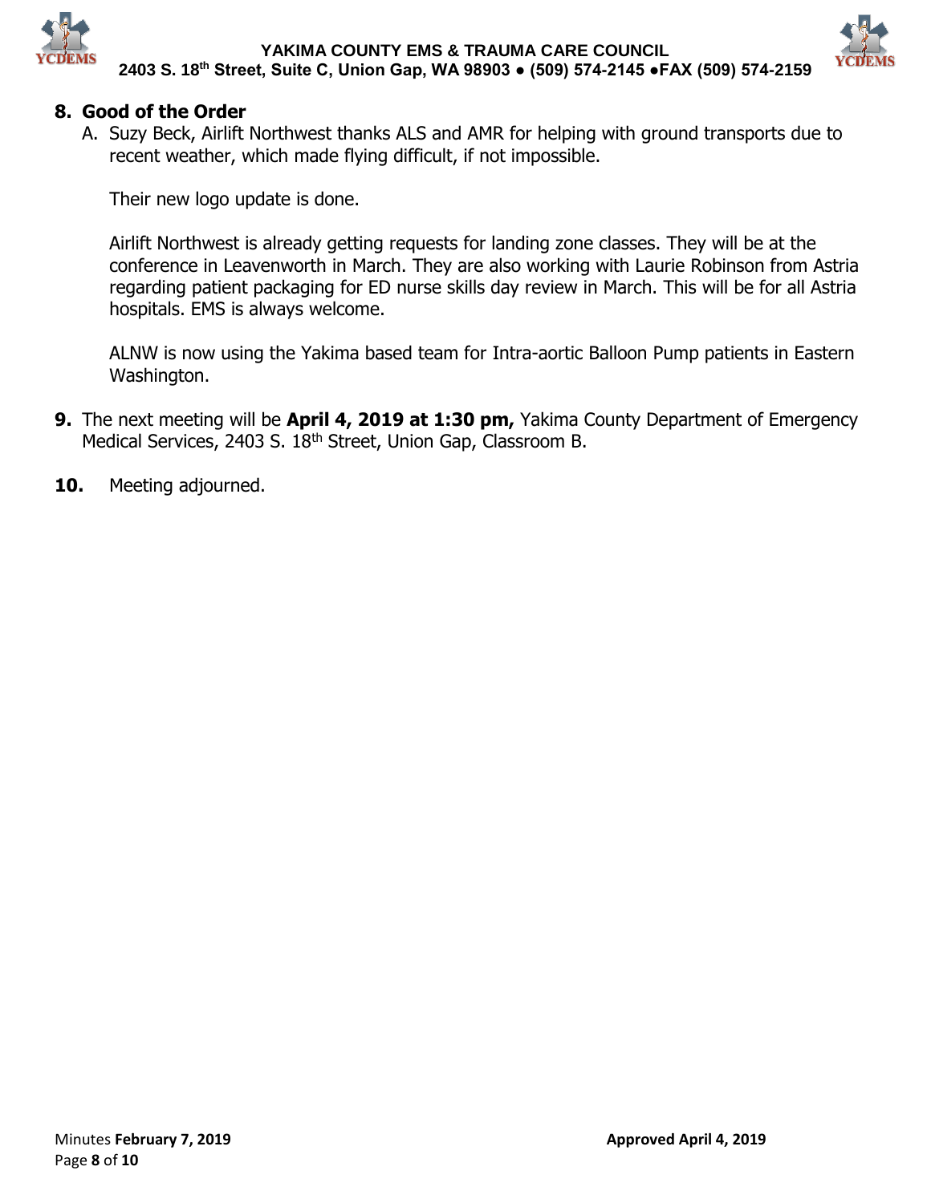## 8. Good of the Order

A. Suzy Beck, Airlift Northwest thanks ALS and AMR for helping with ground transports due to recent weather, which made flying difficult, if not impossible.

   Their new logo update is done.

   Airlift Northwest is already getting requests for landing zone classes. They will be at the conference in Leavenworth in March. They are also working with Laurie Robinson from Astria regarding patient packaging for ED nurse skills day review in March. This will be for all Astria hospitals. EMS is always welcome.

   ALNW is now using the Yakima based team for Intra-aortic Balloon Pump patients in Eastern Washington.

**9.** The next meeting will be **April 4, 2019 at 1:30 pm,** Yakima County Department of Emergency Medical Services, 2403 S. 18th Street, Union Gap, Classroom B.

**10.** Meeting adjourned.

Minutes **February 7, 2019** **Approved April 4, 2019**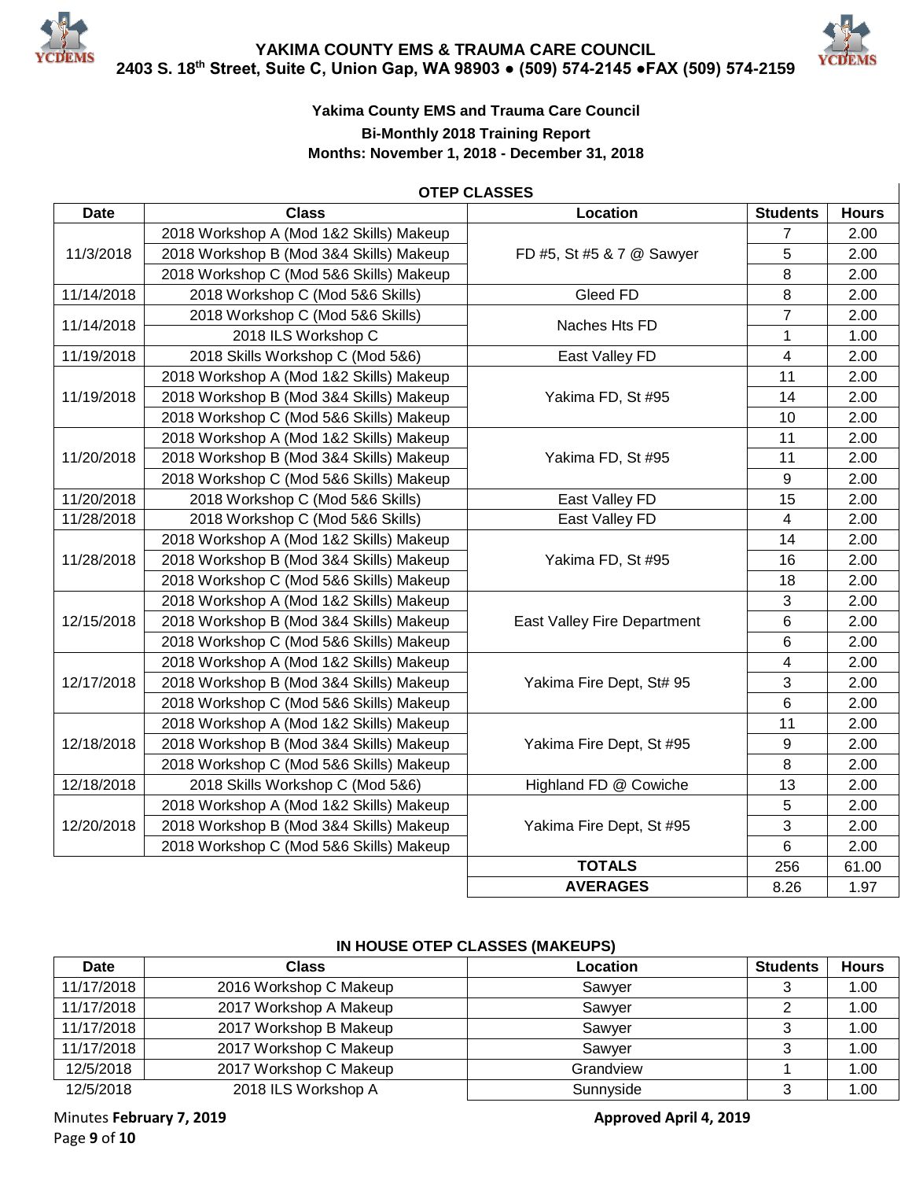# YAKIMA COUNTY EMS & TRAUMA CARE COUNCIL

**2403 S. 18th Street, Suite C, Union Gap, WA 98903 ● (509) 574-2145 ●FAX (509) 574-2159**

**Yakima County EMS and Trauma Care Council**
**Bi-Monthly 2018 Training Report**
**Months: November 1, 2018 - December 31, 2018**

**OTEP CLASSES**

| Date | Class | Location | Students | Hours |
|---|---|---|---|---|
| 11/3/2018 | 2018 Workshop A (Mod 1&2 Skills) Makeup | FD #5, St #5 & 7 @ Sawyer | 7 | 2.00 |
| | 2018 Workshop B (Mod 3&4 Skills) Makeup | | 5 | 2.00 |
| | 2018 Workshop C (Mod 5&6 Skills) Makeup | | 8 | 2.00 |
| 11/14/2018 | 2018 Workshop C (Mod 5&6 Skills) | Gleed FD | 8 | 2.00 |
| 11/14/2018 | 2018 Workshop C (Mod 5&6 Skills) | Naches Hts FD | 7 | 2.00 |
| | 2018 ILS Workshop C | | 1 | 1.00 |
| 11/19/2018 | 2018 Skills Workshop C (Mod 5&6) | East Valley FD | 4 | 2.00 |
| 11/19/2018 | 2018 Workshop A (Mod 1&2 Skills) Makeup | Yakima FD, St #95 | 11 | 2.00 |
| | 2018 Workshop B (Mod 3&4 Skills) Makeup | | 14 | 2.00 |
| | 2018 Workshop C (Mod 5&6 Skills) Makeup | | 10 | 2.00 |
| 11/20/2018 | 2018 Workshop A (Mod 1&2 Skills) Makeup | Yakima FD, St #95 | 11 | 2.00 |
| | 2018 Workshop B (Mod 3&4 Skills) Makeup | | 11 | 2.00 |
| | 2018 Workshop C (Mod 5&6 Skills) Makeup | | 9 | 2.00 |
| 11/20/2018 | 2018 Workshop C (Mod 5&6 Skills) | East Valley FD | 15 | 2.00 |
| 11/28/2018 | 2018 Workshop C (Mod 5&6 Skills) | East Valley FD | 4 | 2.00 |
| 11/28/2018 | 2018 Workshop A (Mod 1&2 Skills) Makeup | Yakima FD, St #95 | 14 | 2.00 |
| | 2018 Workshop B (Mod 3&4 Skills) Makeup | | 16 | 2.00 |
| | 2018 Workshop C (Mod 5&6 Skills) Makeup | | 18 | 2.00 |
| 12/15/2018 | 2018 Workshop A (Mod 1&2 Skills) Makeup | East Valley Fire Department | 3 | 2.00 |
| | 2018 Workshop B (Mod 3&4 Skills) Makeup | | 6 | 2.00 |
| | 2018 Workshop C (Mod 5&6 Skills) Makeup | | 6 | 2.00 |
| 12/17/2018 | 2018 Workshop A (Mod 1&2 Skills) Makeup | Yakima Fire Dept, St# 95 | 4 | 2.00 |
| | 2018 Workshop B (Mod 3&4 Skills) Makeup | | 3 | 2.00 |
| | 2018 Workshop C (Mod 5&6 Skills) Makeup | | 6 | 2.00 |
| 12/18/2018 | 2018 Workshop A (Mod 1&2 Skills) Makeup | Yakima Fire Dept, St #95 | 11 | 2.00 |
| | 2018 Workshop B (Mod 3&4 Skills) Makeup | | 9 | 2.00 |
| | 2018 Workshop C (Mod 5&6 Skills) Makeup | | 8 | 2.00 |
| 12/18/2018 | 2018 Skills Workshop C (Mod 5&6) | Highland FD @ Cowiche | 13 | 2.00 |
| 12/20/2018 | 2018 Workshop A (Mod 1&2 Skills) Makeup | Yakima Fire Dept, St #95 | 5 | 2.00 |
| | 2018 Workshop B (Mod 3&4 Skills) Makeup | | 3 | 2.00 |
| | 2018 Workshop C (Mod 5&6 Skills) Makeup | | 6 | 2.00 |
| | | **TOTALS** | 256 | 61.00 |
| | | **AVERAGES** | 8.26 | 1.97 |

**IN HOUSE OTEP CLASSES (MAKEUPS)**

| Date | Class | Location | Students | Hours |
|---|---|---|---|---|
| 11/17/2018 | 2016 Workshop C Makeup | Sawyer | 3 | 1.00 |
| 11/17/2018 | 2017 Workshop A Makeup | Sawyer | 2 | 1.00 |
| 11/17/2018 | 2017 Workshop B Makeup | Sawyer | 3 | 1.00 |
| 11/17/2018 | 2017 Workshop C Makeup | Sawyer | 3 | 1.00 |
| 12/5/2018 | 2017 Workshop C Makeup | Grandview | 1 | 1.00 |
| 12/5/2018 | 2018 ILS Workshop A | Sunnyside | 3 | 1.00 |

Minutes **February 7, 2019** **Approved April 4, 2019**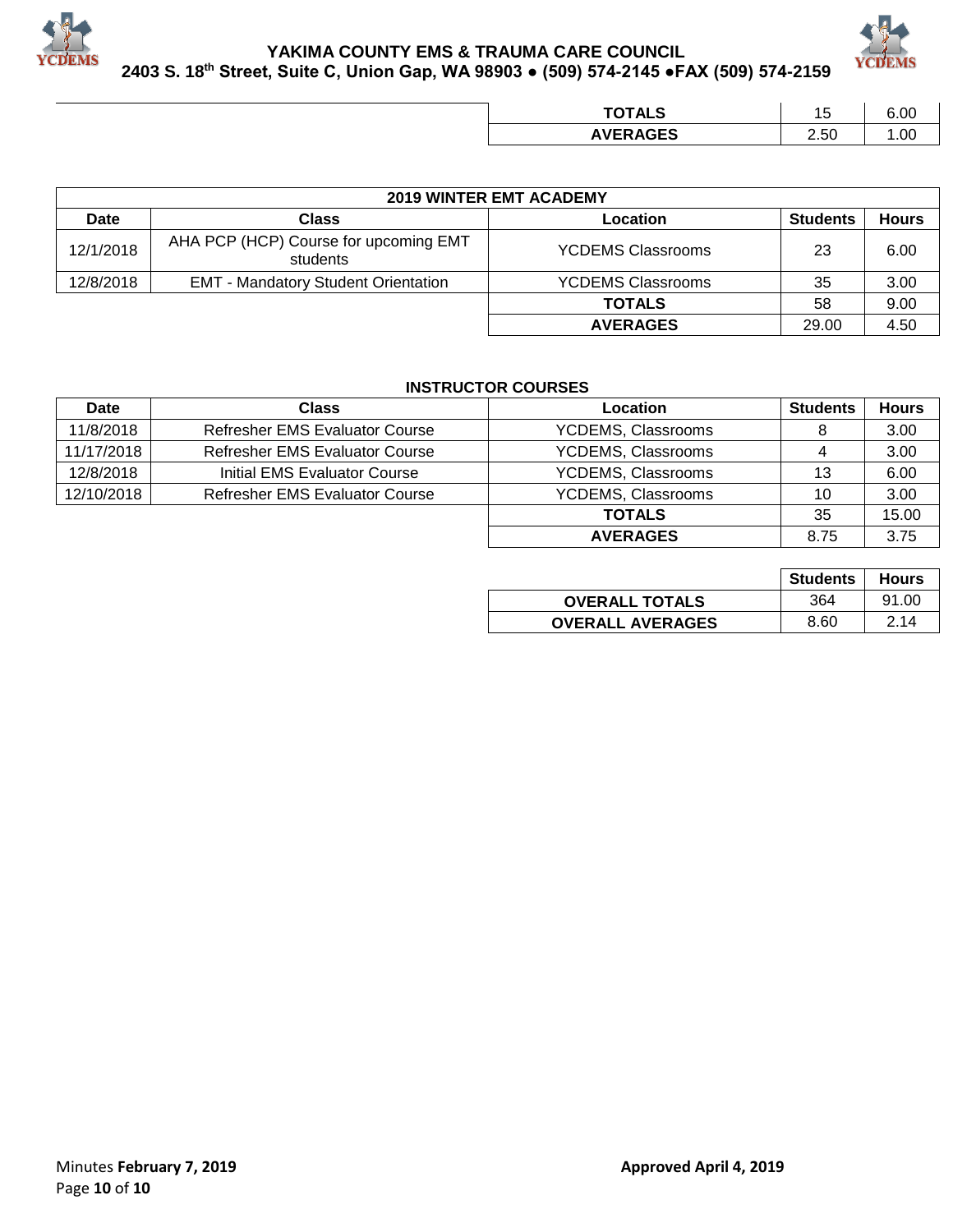| | | | | |
|---|---|---|---|---|
| | | **TOTALS** | 15 | 6.00 |
| | | **AVERAGES** | 2.50 | 1.00 |

| **2019 WINTER EMT ACADEMY** | | | | |
|---|---|---|---|---|
| **Date** | **Class** | **Location** | **Students** | **Hours** |
| 12/1/2018 | AHA PCP (HCP) Course for upcoming EMT students | YCDEMS Classrooms | 23 | 6.00 |
| 12/8/2018 | EMT - Mandatory Student Orientation | YCDEMS Classrooms | 35 | 3.00 |
| | | **TOTALS** | 58 | 9.00 |
| | | **AVERAGES** | 29.00 | 4.50 |

**INSTRUCTOR COURSES**

| **Date** | **Class** | **Location** | **Students** | **Hours** |
|---|---|---|---|---|
| 11/8/2018 | Refresher EMS Evaluator Course | YCDEMS, Classrooms | 8 | 3.00 |
| 11/17/2018 | Refresher EMS Evaluator Course | YCDEMS, Classrooms | 4 | 3.00 |
| 12/8/2018 | Initial EMS Evaluator Course | YCDEMS, Classrooms | 13 | 6.00 |
| 12/10/2018 | Refresher EMS Evaluator Course | YCDEMS, Classrooms | 10 | 3.00 |
| | | **TOTALS** | 35 | 15.00 |
| | | **AVERAGES** | 8.75 | 3.75 |

| | **Students** | **Hours** |
|---|---|---|
| **OVERALL TOTALS** | 364 | 91.00 |
| **OVERALL AVERAGES** | 8.60 | 2.14 |

Minutes **February 7, 2019** **Approved April 4, 2019**